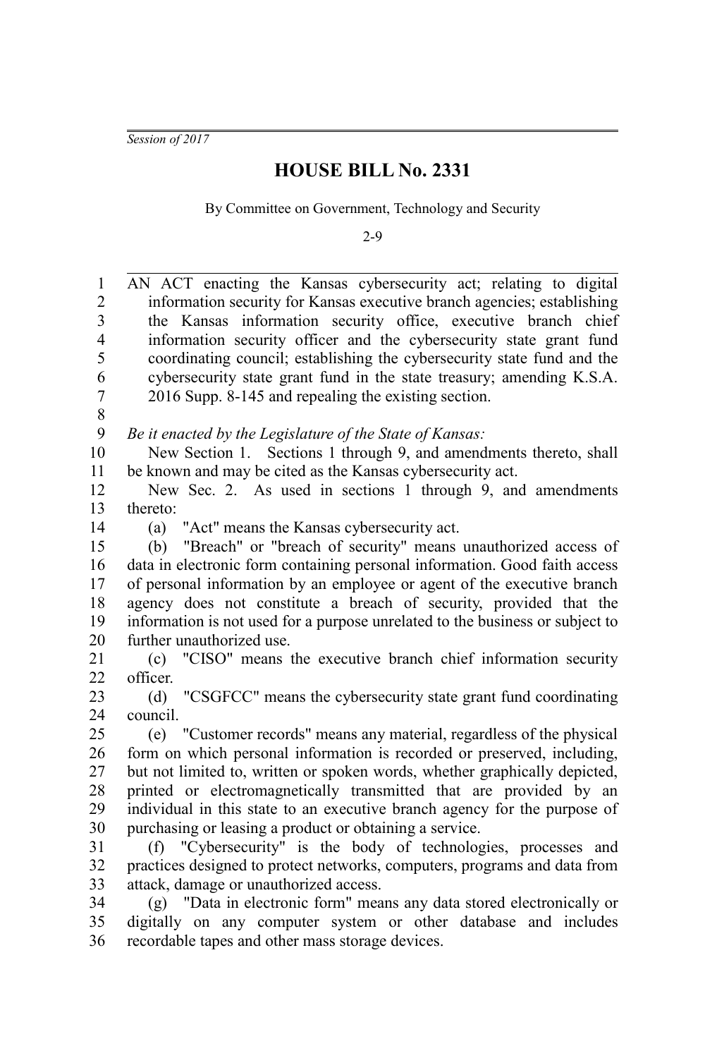*Session of 2017*

# HOUSE BILL No. 2331

By Committee on Government, Technology and Security

2-9

AN ACT enacting the Kansas cybersecurity act; relating to digital information security for Kansas executive branch agencies; establishing the Kansas information security office, executive branch chief information security officer and the cybersecurity state grant fund coordinating council; establishing the cybersecurity state fund and the cybersecurity state grant fund in the state treasury; amending K.S.A. 2016 Supp. 8-145 and repealing the existing section.

*Be it enacted by the Legislature of the State of Kansas:*

New Section 1. Sections 1 through 9, and amendments thereto, shall be known and may be cited as the Kansas cybersecurity act.

New Sec. 2. As used in sections 1 through 9, and amendments thereto:

(a) "Act" means the Kansas cybersecurity act.

(b) "Breach" or "breach of security" means unauthorized access of data in electronic form containing personal information. Good faith access of personal information by an employee or agent of the executive branch agency does not constitute a breach of security, provided that the information is not used for a purpose unrelated to the business or subject to further unauthorized use.

(c) "CISO" means the executive branch chief information security officer.

(d) "CSGFCC" means the cybersecurity state grant fund coordinating council.

(e) "Customer records" means any material, regardless of the physical form on which personal information is recorded or preserved, including, but not limited to, written or spoken words, whether graphically depicted, printed or electromagnetically transmitted that are provided by an individual in this state to an executive branch agency for the purpose of purchasing or leasing a product or obtaining a service.

(f) "Cybersecurity" is the body of technologies, processes and practices designed to protect networks, computers, programs and data from attack, damage or unauthorized access.

(g) "Data in electronic form" means any data stored electronically or digitally on any computer system or other database and includes recordable tapes and other mass storage devices.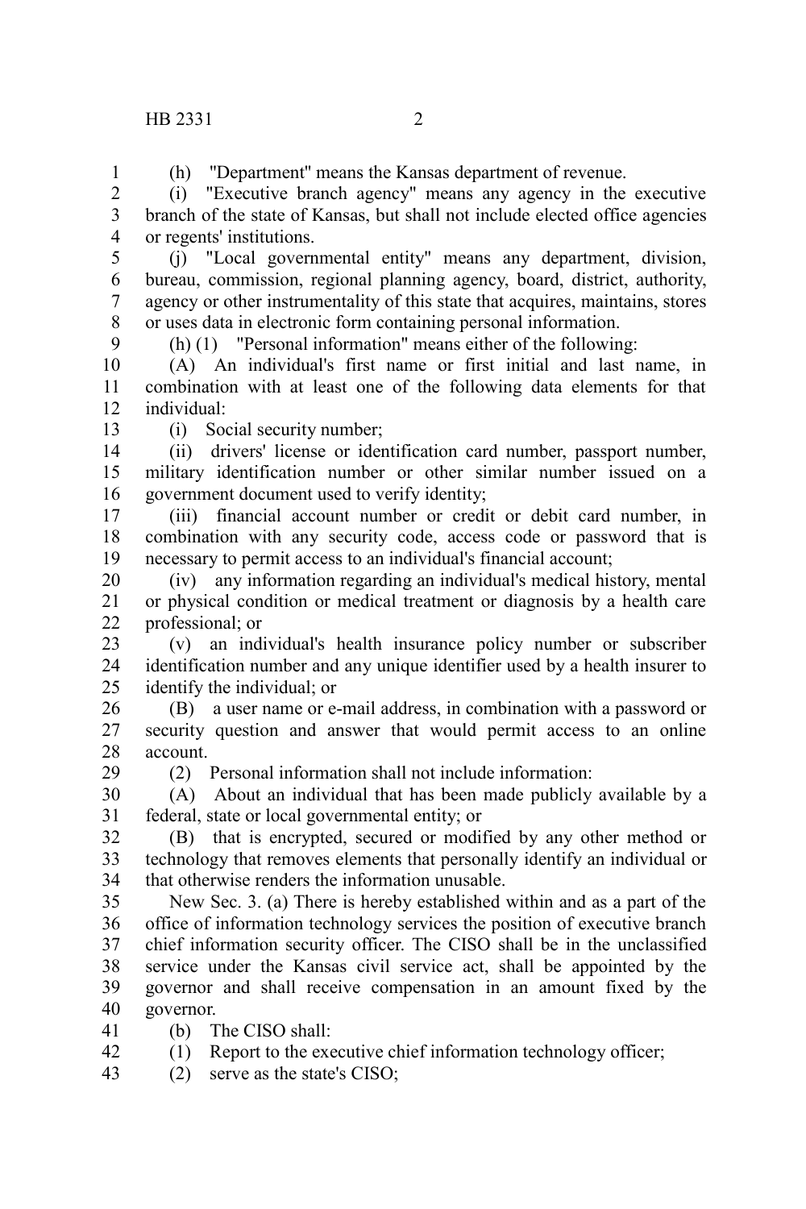(h) "Department" means the Kansas department of revenue.

(i) "Executive branch agency" means any agency in the executive branch of the state of Kansas, but shall not include elected office agencies or regents' institutions.

(j) "Local governmental entity" means any department, division, bureau, commission, regional planning agency, board, district, authority, agency or other instrumentality of this state that acquires, maintains, stores or uses data in electronic form containing personal information.

(h) (1) "Personal information" means either of the following:

(A) An individual's first name or first initial and last name, in combination with at least one of the following data elements for that individual:

(i) Social security number;

(ii) drivers' license or identification card number, passport number, military identification number or other similar number issued on a government document used to verify identity;

(iii) financial account number or credit or debit card number, in combination with any security code, access code or password that is necessary to permit access to an individual's financial account;

(iv) any information regarding an individual's medical history, mental or physical condition or medical treatment or diagnosis by a health care professional; or

(v) an individual's health insurance policy number or subscriber identification number and any unique identifier used by a health insurer to identify the individual; or

(B) a user name or e-mail address, in combination with a password or security question and answer that would permit access to an online account.

(2) Personal information shall not include information:

(A) About an individual that has been made publicly available by a federal, state or local governmental entity; or

(B) that is encrypted, secured or modified by any other method or technology that removes elements that personally identify an individual or that otherwise renders the information unusable.

New Sec. 3. (a) There is hereby established within and as a part of the office of information technology services the position of executive branch chief information security officer. The CISO shall be in the unclassified service under the Kansas civil service act, shall be appointed by the governor and shall receive compensation in an amount fixed by the governor.

(b) The CISO shall:

(1) Report to the executive chief information technology officer;

(2) serve as the state's CISO;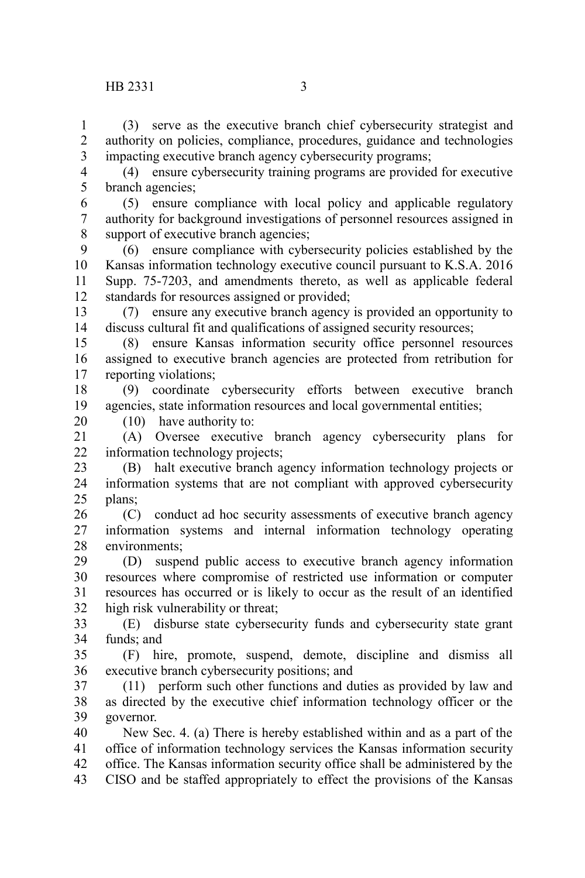(3) serve as the executive branch chief cybersecurity strategist and authority on policies, compliance, procedures, guidance and technologies impacting executive branch agency cybersecurity programs;

(4) ensure cybersecurity training programs are provided for executive branch agencies;

(5) ensure compliance with local policy and applicable regulatory authority for background investigations of personnel resources assigned in support of executive branch agencies;

(6) ensure compliance with cybersecurity policies established by the Kansas information technology executive council pursuant to K.S.A. 2016 Supp. 75-7203, and amendments thereto, as well as applicable federal standards for resources assigned or provided;

(7) ensure any executive branch agency is provided an opportunity to discuss cultural fit and qualifications of assigned security resources;

(8) ensure Kansas information security office personnel resources assigned to executive branch agencies are protected from retribution for reporting violations;

(9) coordinate cybersecurity efforts between executive branch agencies, state information resources and local governmental entities;

(10) have authority to:

(A) Oversee executive branch agency cybersecurity plans for information technology projects;

(B) halt executive branch agency information technology projects or information systems that are not compliant with approved cybersecurity plans;

(C) conduct ad hoc security assessments of executive branch agency information systems and internal information technology operating environments;

(D) suspend public access to executive branch agency information resources where compromise of restricted use information or computer resources has occurred or is likely to occur as the result of an identified high risk vulnerability or threat;

(E) disburse state cybersecurity funds and cybersecurity state grant funds; and

(F) hire, promote, suspend, demote, discipline and dismiss all executive branch cybersecurity positions; and

(11) perform such other functions and duties as provided by law and as directed by the executive chief information technology officer or the governor.

New Sec. 4. (a) There is hereby established within and as a part of the office of information technology services the Kansas information security office. The Kansas information security office shall be administered by the CISO and be staffed appropriately to effect the provisions of the Kansas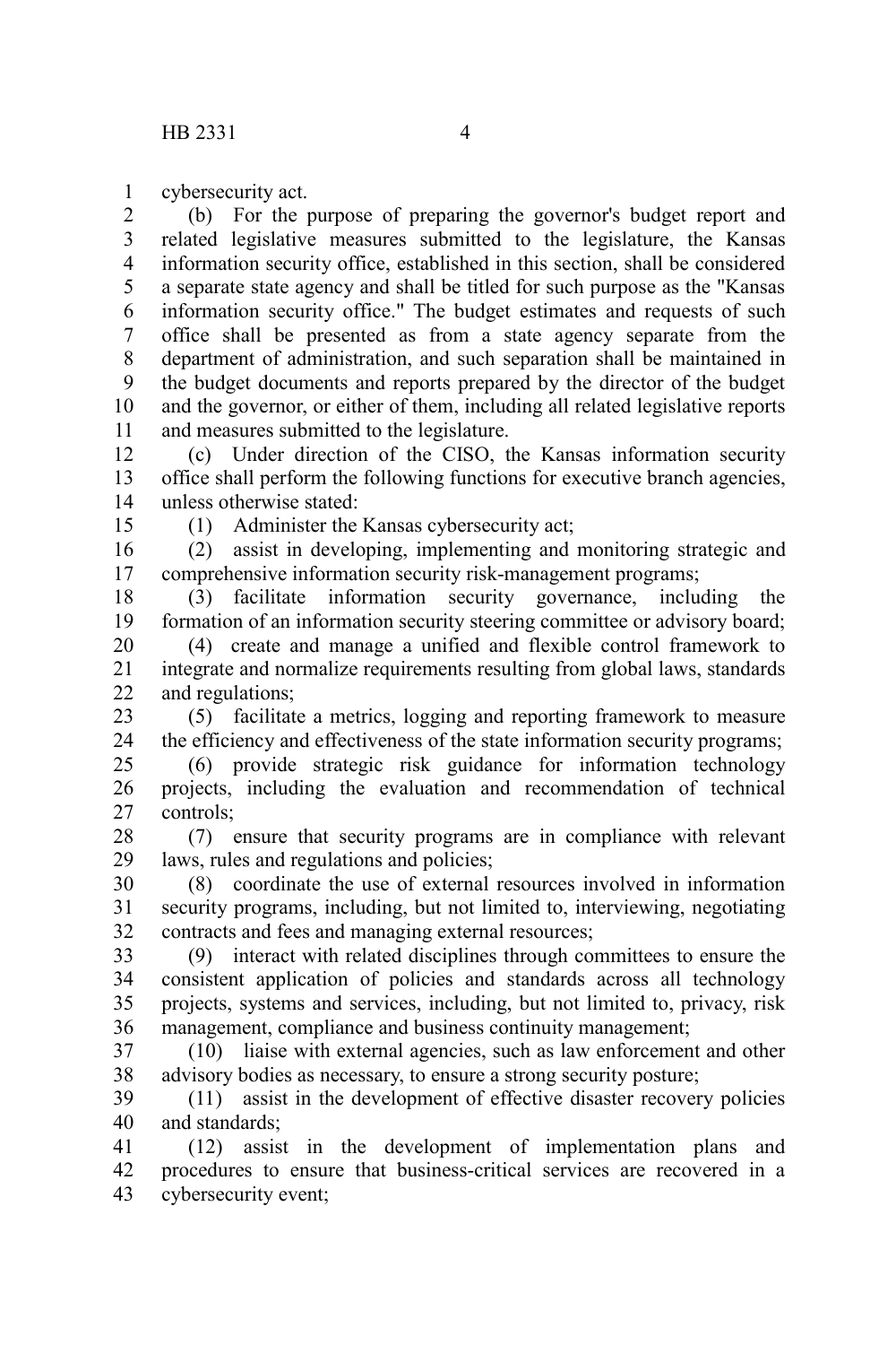cybersecurity act.

(b) For the purpose of preparing the governor's budget report and related legislative measures submitted to the legislature, the Kansas information security office, established in this section, shall be considered a separate state agency and shall be titled for such purpose as the "Kansas information security office." The budget estimates and requests of such office shall be presented as from a state agency separate from the department of administration, and such separation shall be maintained in the budget documents and reports prepared by the director of the budget and the governor, or either of them, including all related legislative reports and measures submitted to the legislature.

(c) Under direction of the CISO, the Kansas information security office shall perform the following functions for executive branch agencies, unless otherwise stated:

(1) Administer the Kansas cybersecurity act;

(2) assist in developing, implementing and monitoring strategic and comprehensive information security risk-management programs;

(3) facilitate information security governance, including the formation of an information security steering committee or advisory board;

(4) create and manage a unified and flexible control framework to integrate and normalize requirements resulting from global laws, standards and regulations;

(5) facilitate a metrics, logging and reporting framework to measure the efficiency and effectiveness of the state information security programs;

(6) provide strategic risk guidance for information technology projects, including the evaluation and recommendation of technical controls;

(7) ensure that security programs are in compliance with relevant laws, rules and regulations and policies;

(8) coordinate the use of external resources involved in information security programs, including, but not limited to, interviewing, negotiating contracts and fees and managing external resources;

(9) interact with related disciplines through committees to ensure the consistent application of policies and standards across all technology projects, systems and services, including, but not limited to, privacy, risk management, compliance and business continuity management;

(10) liaise with external agencies, such as law enforcement and other advisory bodies as necessary, to ensure a strong security posture;

(11) assist in the development of effective disaster recovery policies and standards;

(12) assist in the development of implementation plans and procedures to ensure that business-critical services are recovered in a cybersecurity event;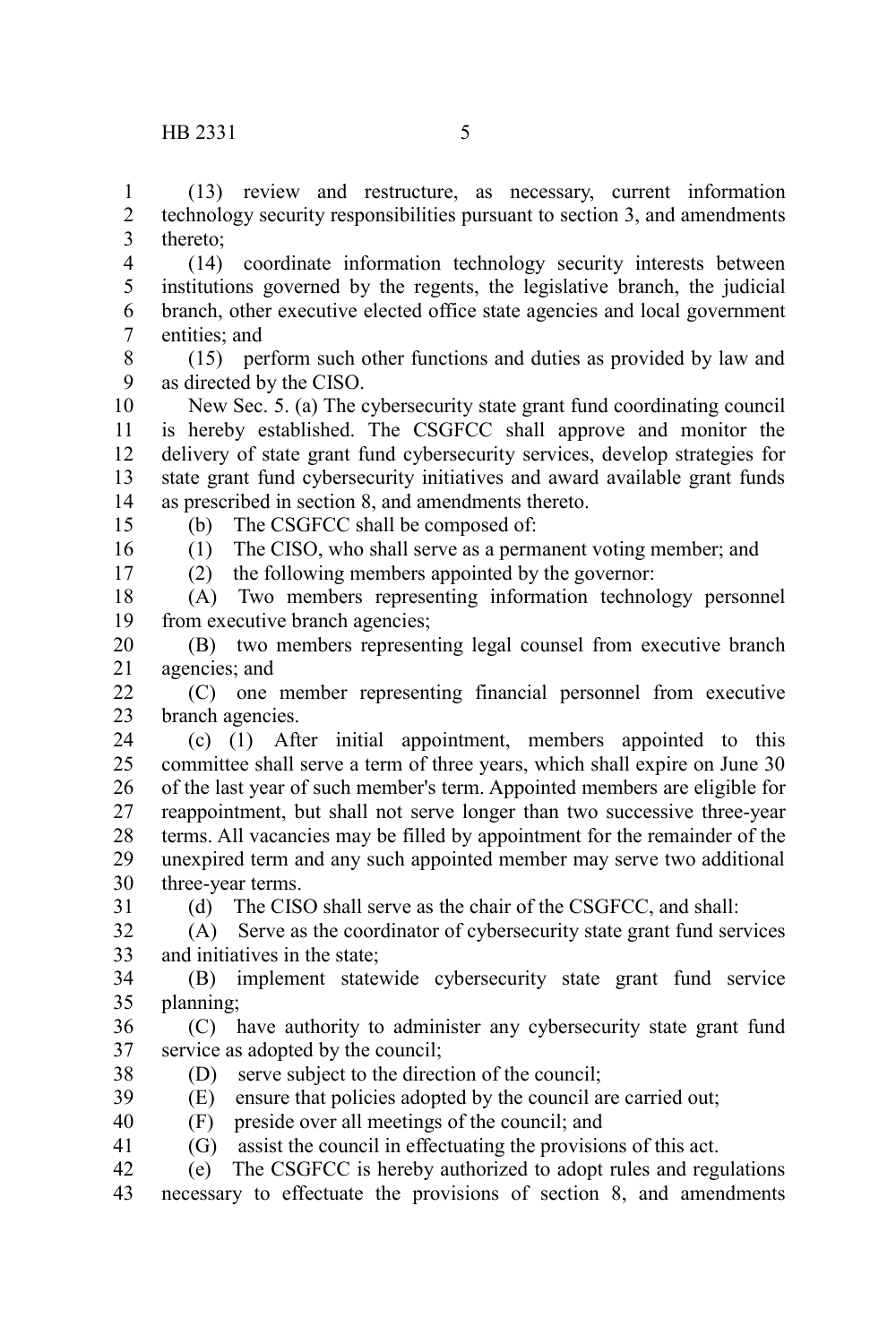(13) review and restructure, as necessary, current information technology security responsibilities pursuant to section 3, and amendments thereto;

(14) coordinate information technology security interests between institutions governed by the regents, the legislative branch, the judicial branch, other executive elected office state agencies and local government entities; and

(15) perform such other functions and duties as provided by law and as directed by the CISO.

New Sec. 5. (a) The cybersecurity state grant fund coordinating council is hereby established. The CSGFCC shall approve and monitor the delivery of state grant fund cybersecurity services, develop strategies for state grant fund cybersecurity initiatives and award available grant funds as prescribed in section 8, and amendments thereto.

(b) The CSGFCC shall be composed of:

(1) The CISO, who shall serve as a permanent voting member; and

(2) the following members appointed by the governor:

(A) Two members representing information technology personnel from executive branch agencies;

(B) two members representing legal counsel from executive branch agencies; and

(C) one member representing financial personnel from executive branch agencies.

(c) (1) After initial appointment, members appointed to this committee shall serve a term of three years, which shall expire on June 30 of the last year of such member's term. Appointed members are eligible for reappointment, but shall not serve longer than two successive three-year terms. All vacancies may be filled by appointment for the remainder of the unexpired term and any such appointed member may serve two additional three-year terms.

(d) The CISO shall serve as the chair of the CSGFCC, and shall:

(A) Serve as the coordinator of cybersecurity state grant fund services and initiatives in the state;

(B) implement statewide cybersecurity state grant fund service planning;

(C) have authority to administer any cybersecurity state grant fund service as adopted by the council;

(D) serve subject to the direction of the council;

(E) ensure that policies adopted by the council are carried out;

(F) preside over all meetings of the council; and

(G) assist the council in effectuating the provisions of this act.

(e) The CSGFCC is hereby authorized to adopt rules and regulations necessary to effectuate the provisions of section 8, and amendments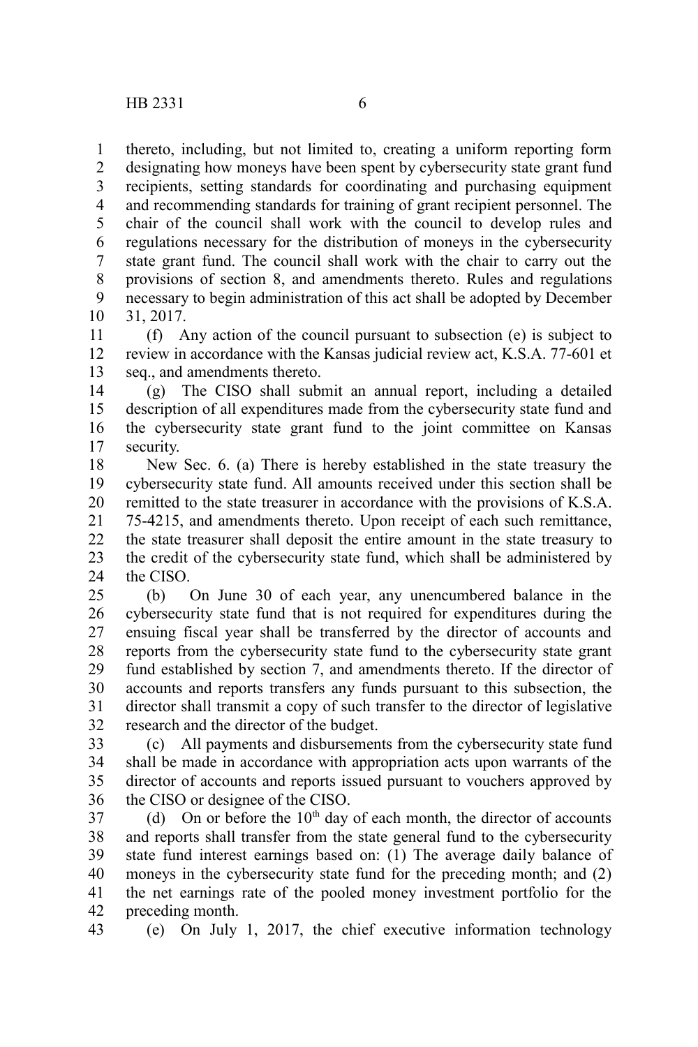thereto, including, but not limited to, creating a uniform reporting form designating how moneys have been spent by cybersecurity state grant fund recipients, setting standards for coordinating and purchasing equipment and recommending standards for training of grant recipient personnel. The chair of the council shall work with the council to develop rules and regulations necessary for the distribution of moneys in the cybersecurity state grant fund. The council shall work with the chair to carry out the provisions of section 8, and amendments thereto. Rules and regulations necessary to begin administration of this act shall be adopted by December 31, 2017.

(f) Any action of the council pursuant to subsection (e) is subject to review in accordance with the Kansas judicial review act, K.S.A. 77-601 et seq., and amendments thereto.

(g) The CISO shall submit an annual report, including a detailed description of all expenditures made from the cybersecurity state fund and the cybersecurity state grant fund to the joint committee on Kansas security.

New Sec. 6. (a) There is hereby established in the state treasury the cybersecurity state fund. All amounts received under this section shall be remitted to the state treasurer in accordance with the provisions of K.S.A. 75-4215, and amendments thereto. Upon receipt of each such remittance, the state treasurer shall deposit the entire amount in the state treasury to the credit of the cybersecurity state fund, which shall be administered by the CISO.

(b) On June 30 of each year, any unencumbered balance in the cybersecurity state fund that is not required for expenditures during the ensuing fiscal year shall be transferred by the director of accounts and reports from the cybersecurity state fund to the cybersecurity state grant fund established by section 7, and amendments thereto. If the director of accounts and reports transfers any funds pursuant to this subsection, the director shall transmit a copy of such transfer to the director of legislative research and the director of the budget.

(c) All payments and disbursements from the cybersecurity state fund shall be made in accordance with appropriation acts upon warrants of the director of accounts and reports issued pursuant to vouchers approved by the CISO or designee of the CISO.

(d) On or before the 10th day of each month, the director of accounts and reports shall transfer from the state general fund to the cybersecurity state fund interest earnings based on: (1) The average daily balance of moneys in the cybersecurity state fund for the preceding month; and (2) the net earnings rate of the pooled money investment portfolio for the preceding month.

(e) On July 1, 2017, the chief executive information technology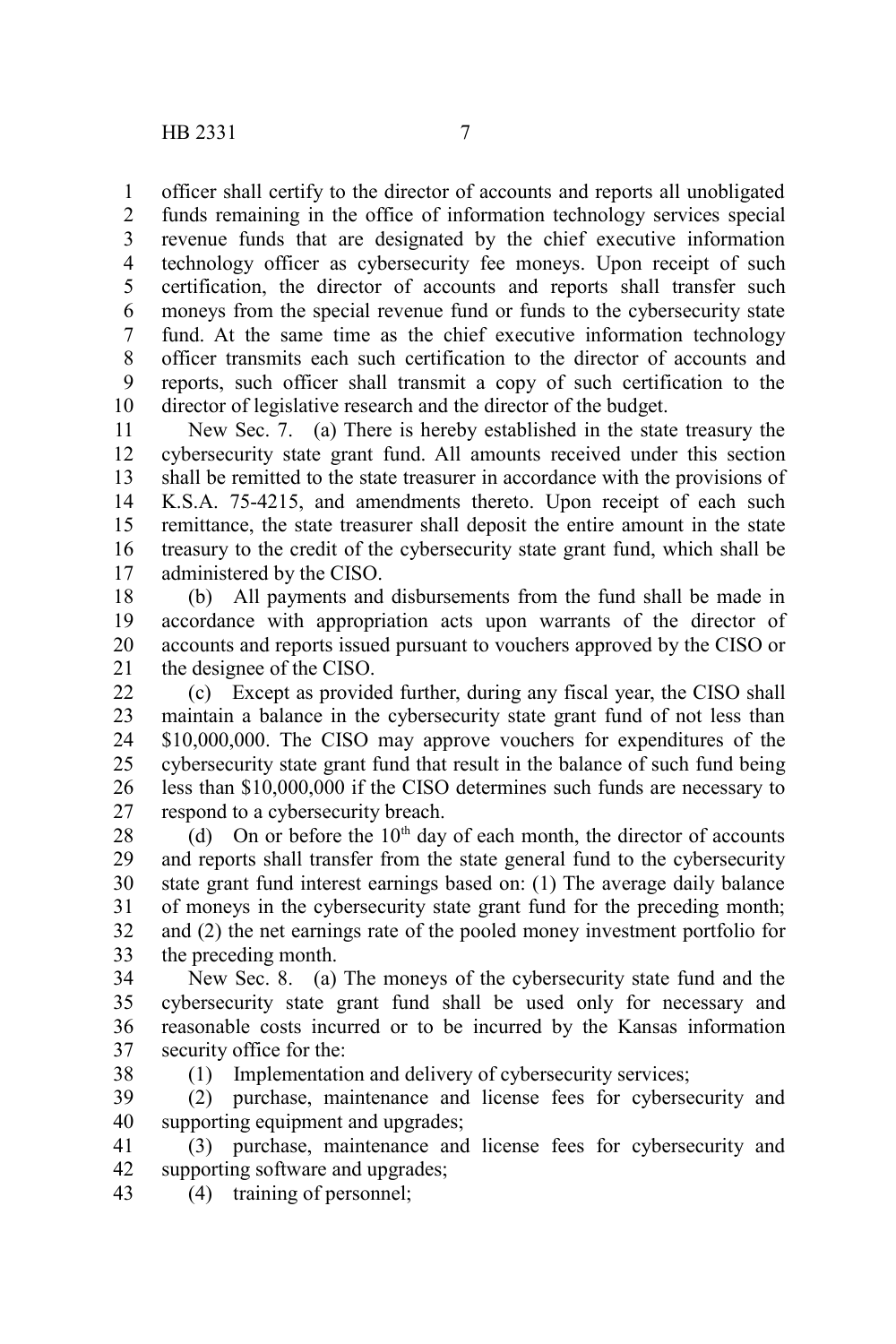officer shall certify to the director of accounts and reports all unobligated funds remaining in the office of information technology services special revenue funds that are designated by the chief executive information technology officer as cybersecurity fee moneys. Upon receipt of such certification, the director of accounts and reports shall transfer such moneys from the special revenue fund or funds to the cybersecurity state fund. At the same time as the chief executive information technology officer transmits each such certification to the director of accounts and reports, such officer shall transmit a copy of such certification to the director of legislative research and the director of the budget.

New Sec. 7. (a) There is hereby established in the state treasury the cybersecurity state grant fund. All amounts received under this section shall be remitted to the state treasurer in accordance with the provisions of K.S.A. 75-4215, and amendments thereto. Upon receipt of each such remittance, the state treasurer shall deposit the entire amount in the state treasury to the credit of the cybersecurity state grant fund, which shall be administered by the CISO.

(b) All payments and disbursements from the fund shall be made in accordance with appropriation acts upon warrants of the director of accounts and reports issued pursuant to vouchers approved by the CISO or the designee of the CISO.

(c) Except as provided further, during any fiscal year, the CISO shall maintain a balance in the cybersecurity state grant fund of not less than $10,000,000. The CISO may approve vouchers for expenditures of the cybersecurity state grant fund that result in the balance of such fund being less than $10,000,000 if the CISO determines such funds are necessary to respond to a cybersecurity breach.

(d) On or before the 10th day of each month, the director of accounts and reports shall transfer from the state general fund to the cybersecurity state grant fund interest earnings based on: (1) The average daily balance of moneys in the cybersecurity state grant fund for the preceding month; and (2) the net earnings rate of the pooled money investment portfolio for the preceding month.

New Sec. 8. (a) The moneys of the cybersecurity state fund and the cybersecurity state grant fund shall be used only for necessary and reasonable costs incurred or to be incurred by the Kansas information security office for the:

(1) Implementation and delivery of cybersecurity services;

(2) purchase, maintenance and license fees for cybersecurity and supporting equipment and upgrades;

(3) purchase, maintenance and license fees for cybersecurity and supporting software and upgrades;

(4) training of personnel;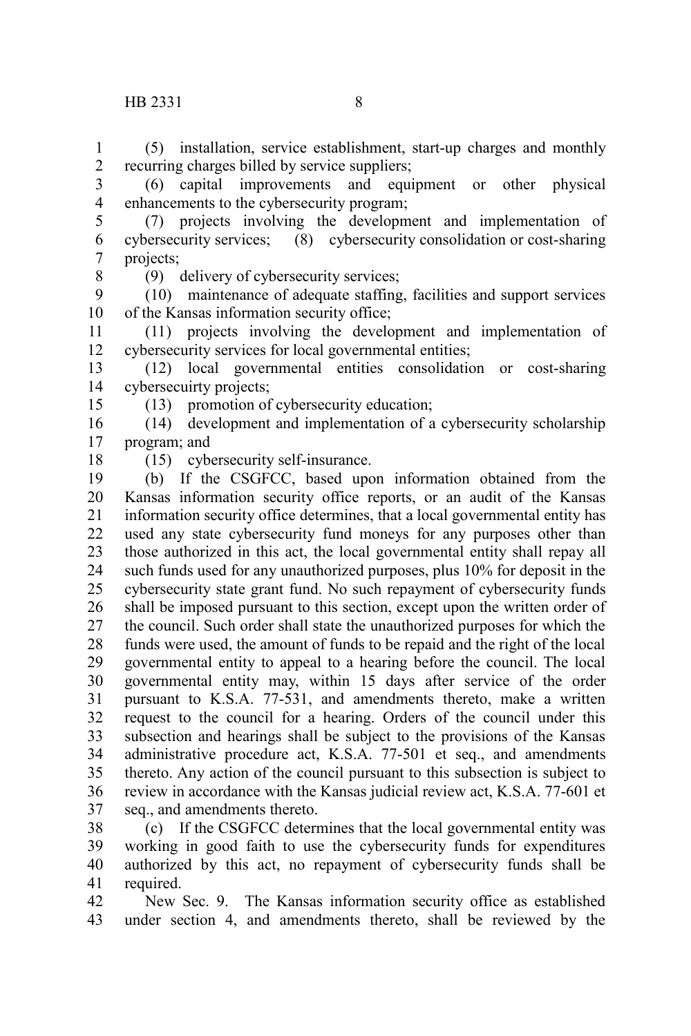(5) installation, service establishment, start-up charges and monthly recurring charges billed by service suppliers;

(6) capital improvements and equipment or other physical enhancements to the cybersecurity program;

(7) projects involving the development and implementation of cybersecurity services; (8) cybersecurity consolidation or cost-sharing projects;

(9) delivery of cybersecurity services;

(10) maintenance of adequate staffing, facilities and support services of the Kansas information security office;

(11) projects involving the development and implementation of cybersecurity services for local governmental entities;

(12) local governmental entities consolidation or cost-sharing cybersecuirty projects;

(13) promotion of cybersecurity education;

(14) development and implementation of a cybersecurity scholarship program; and

(15) cybersecurity self-insurance.

(b) If the CSGFCC, based upon information obtained from the Kansas information security office reports, or an audit of the Kansas information security office determines, that a local governmental entity has used any state cybersecurity fund moneys for any purposes other than those authorized in this act, the local governmental entity shall repay all such funds used for any unauthorized purposes, plus 10% for deposit in the cybersecurity state grant fund. No such repayment of cybersecurity funds shall be imposed pursuant to this section, except upon the written order of the council. Such order shall state the unauthorized purposes for which the funds were used, the amount of funds to be repaid and the right of the local governmental entity to appeal to a hearing before the council. The local governmental entity may, within 15 days after service of the order pursuant to K.S.A. 77-531, and amendments thereto, make a written request to the council for a hearing. Orders of the council under this subsection and hearings shall be subject to the provisions of the Kansas administrative procedure act, K.S.A. 77-501 et seq., and amendments thereto. Any action of the council pursuant to this subsection is subject to review in accordance with the Kansas judicial review act, K.S.A. 77-601 et seq., and amendments thereto.

(c) If the CSGFCC determines that the local governmental entity was working in good faith to use the cybersecurity funds for expenditures authorized by this act, no repayment of cybersecurity funds shall be required.

New Sec. 9. The Kansas information security office as established under section 4, and amendments thereto, shall be reviewed by the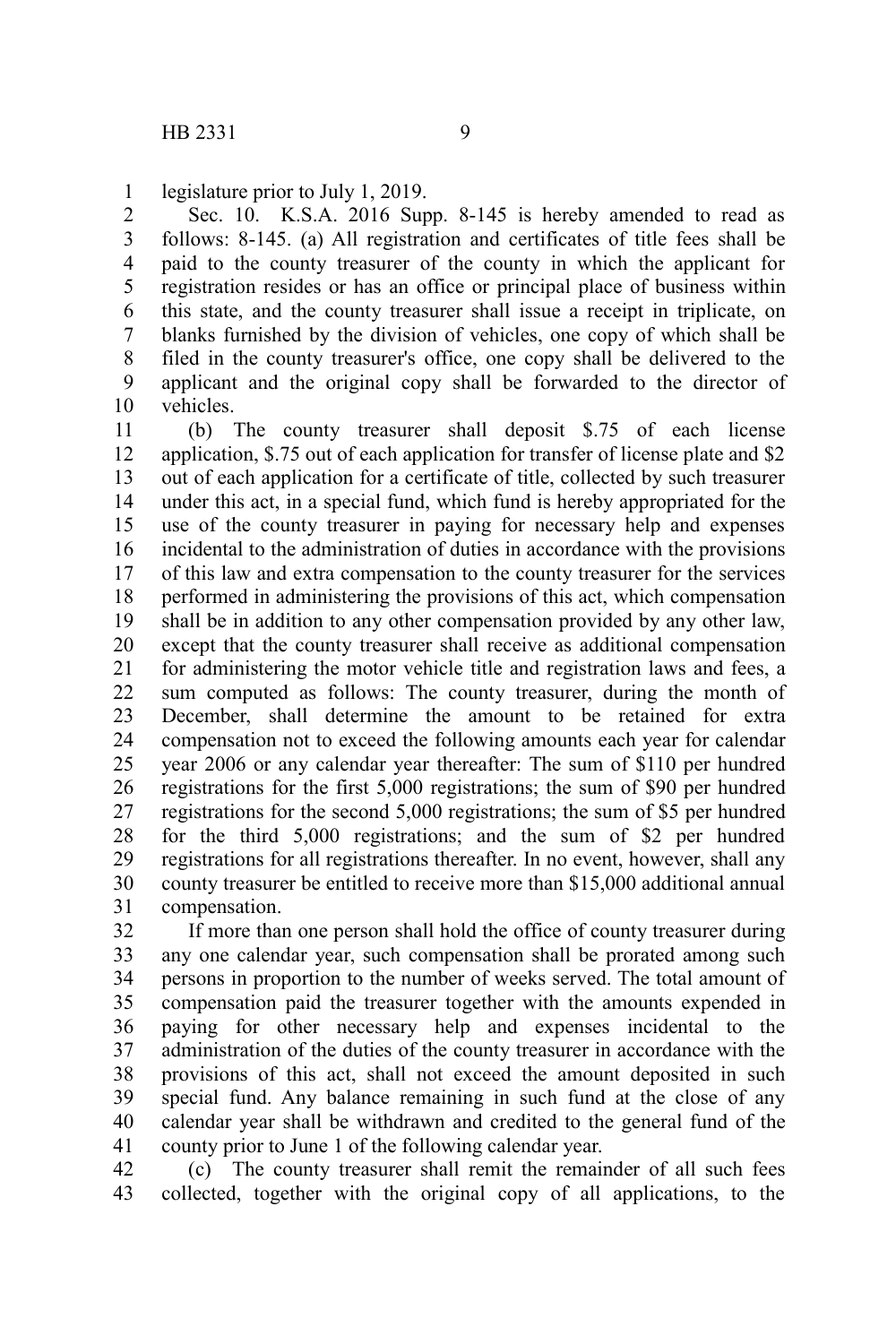legislature prior to July 1, 2019.

Sec. 10. K.S.A. 2016 Supp. 8-145 is hereby amended to read as follows: 8-145. (a) All registration and certificates of title fees shall be paid to the county treasurer of the county in which the applicant for registration resides or has an office or principal place of business within this state, and the county treasurer shall issue a receipt in triplicate, on blanks furnished by the division of vehicles, one copy of which shall be filed in the county treasurer's office, one copy shall be delivered to the applicant and the original copy shall be forwarded to the director of vehicles.

(b) The county treasurer shall deposit $.75 of each license application, $.75 out of each application for transfer of license plate and $2 out of each application for a certificate of title, collected by such treasurer under this act, in a special fund, which fund is hereby appropriated for the use of the county treasurer in paying for necessary help and expenses incidental to the administration of duties in accordance with the provisions of this law and extra compensation to the county treasurer for the services performed in administering the provisions of this act, which compensation shall be in addition to any other compensation provided by any other law, except that the county treasurer shall receive as additional compensation for administering the motor vehicle title and registration laws and fees, a sum computed as follows: The county treasurer, during the month of December, shall determine the amount to be retained for extra compensation not to exceed the following amounts each year for calendar year 2006 or any calendar year thereafter: The sum of $110 per hundred registrations for the first 5,000 registrations; the sum of $90 per hundred registrations for the second 5,000 registrations; the sum of $5 per hundred for the third 5,000 registrations; and the sum of $2 per hundred registrations for all registrations thereafter. In no event, however, shall any county treasurer be entitled to receive more than $15,000 additional annual compensation.

If more than one person shall hold the office of county treasurer during any one calendar year, such compensation shall be prorated among such persons in proportion to the number of weeks served. The total amount of compensation paid the treasurer together with the amounts expended in paying for other necessary help and expenses incidental to the administration of the duties of the county treasurer in accordance with the provisions of this act, shall not exceed the amount deposited in such special fund. Any balance remaining in such fund at the close of any calendar year shall be withdrawn and credited to the general fund of the county prior to June 1 of the following calendar year.

(c) The county treasurer shall remit the remainder of all such fees collected, together with the original copy of all applications, to the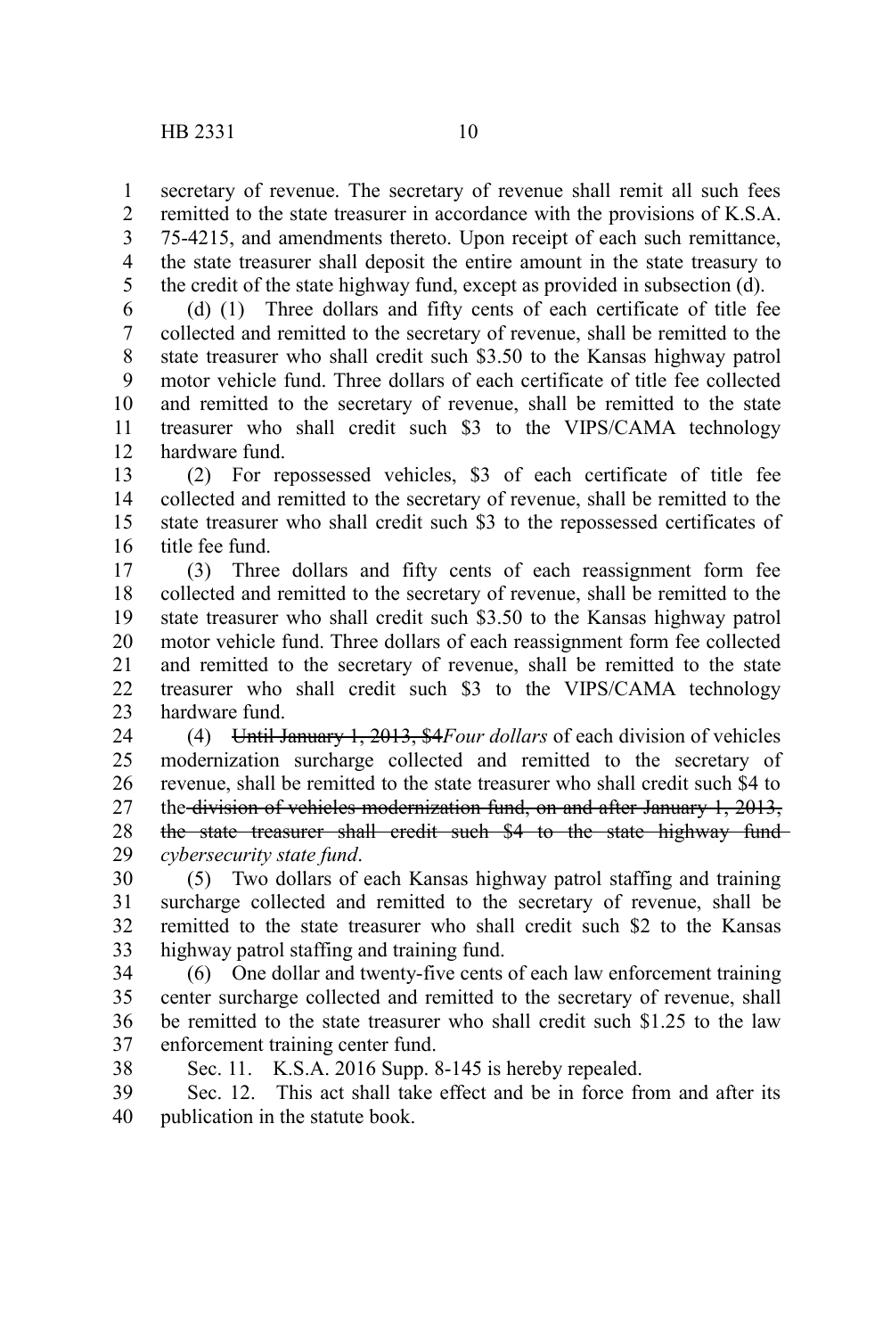secretary of revenue. The secretary of revenue shall remit all such fees remitted to the state treasurer in accordance with the provisions of K.S.A. 75-4215, and amendments thereto. Upon receipt of each such remittance, the state treasurer shall deposit the entire amount in the state treasury to the credit of the state highway fund, except as provided in subsection (d).

(d) (1) Three dollars and fifty cents of each certificate of title fee collected and remitted to the secretary of revenue, shall be remitted to the state treasurer who shall credit such $3.50 to the Kansas highway patrol motor vehicle fund. Three dollars of each certificate of title fee collected and remitted to the secretary of revenue, shall be remitted to the state treasurer who shall credit such $3 to the VIPS/CAMA technology hardware fund.

(2) For repossessed vehicles, $3 of each certificate of title fee collected and remitted to the secretary of revenue, shall be remitted to the state treasurer who shall credit such $3 to the repossessed certificates of title fee fund.

(3) Three dollars and fifty cents of each reassignment form fee collected and remitted to the secretary of revenue, shall be remitted to the state treasurer who shall credit such $3.50 to the Kansas highway patrol motor vehicle fund. Three dollars of each reassignment form fee collected and remitted to the secretary of revenue, shall be remitted to the state treasurer who shall credit such $3 to the VIPS/CAMA technology hardware fund.

(4) ~~Until January 1, 2013, $4~~*Four dollars* of each division of vehicles modernization surcharge collected and remitted to the secretary of revenue, shall be remitted to the state treasurer who shall credit such $4 to the ~~division of vehicles modernization fund, on and after January 1, 2013, the state treasurer shall credit such $4 to the state highway fund~~ *cybersecurity state fund*.

(5) Two dollars of each Kansas highway patrol staffing and training surcharge collected and remitted to the secretary of revenue, shall be remitted to the state treasurer who shall credit such $2 to the Kansas highway patrol staffing and training fund.

(6) One dollar and twenty-five cents of each law enforcement training center surcharge collected and remitted to the secretary of revenue, shall be remitted to the state treasurer who shall credit such $1.25 to the law enforcement training center fund.

Sec. 11. K.S.A. 2016 Supp. 8-145 is hereby repealed.

Sec. 12. This act shall take effect and be in force from and after its publication in the statute book.